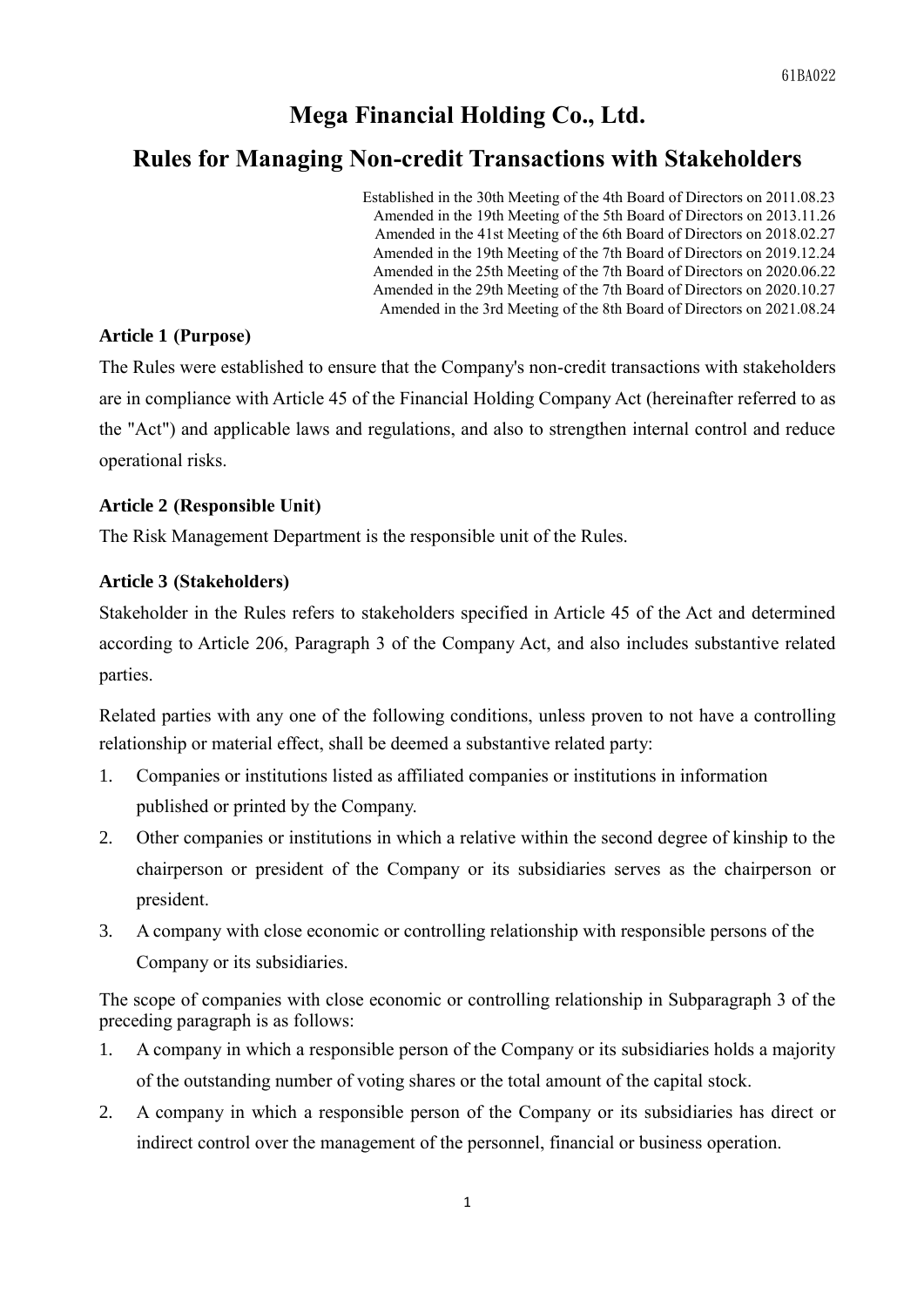# Mega Financial Holding Co., Ltd.

## Rules for Managing Non-credit Transactions with Stakeholders

Established in the 30th Meeting of the 4th Board of Directors on 2011.08.23
Amended in the 19th Meeting of the 5th Board of Directors on 2013.11.26
Amended in the 41st Meeting of the 6th Board of Directors on 2018.02.27
Amended in the 19th Meeting of the 7th Board of Directors on 2019.12.24
Amended in the 25th Meeting of the 7th Board of Directors on 2020.06.22
Amended in the 29th Meeting of the 7th Board of Directors on 2020.10.27
Amended in the 3rd Meeting of the 8th Board of Directors on 2021.08.24

**Article 1 (Purpose)**

The Rules were established to ensure that the Company's non-credit transactions with stakeholders are in compliance with Article 45 of the Financial Holding Company Act (hereinafter referred to as the "Act") and applicable laws and regulations, and also to strengthen internal control and reduce operational risks.

**Article 2 (Responsible Unit)**

The Risk Management Department is the responsible unit of the Rules.

**Article 3 (Stakeholders)**

Stakeholder in the Rules refers to stakeholders specified in Article 45 of the Act and determined according to Article 206, Paragraph 3 of the Company Act, and also includes substantive related parties.

Related parties with any one of the following conditions, unless proven to not have a controlling relationship or material effect, shall be deemed a substantive related party:

1. Companies or institutions listed as affiliated companies or institutions in information published or printed by the Company.
2. Other companies or institutions in which a relative within the second degree of kinship to the chairperson or president of the Company or its subsidiaries serves as the chairperson or president.
3. A company with close economic or controlling relationship with responsible persons of the Company or its subsidiaries.

The scope of companies with close economic or controlling relationship in Subparagraph 3 of the preceding paragraph is as follows:

1. A company in which a responsible person of the Company or its subsidiaries holds a majority of the outstanding number of voting shares or the total amount of the capital stock.
2. A company in which a responsible person of the Company or its subsidiaries has direct or indirect control over the management of the personnel, financial or business operation.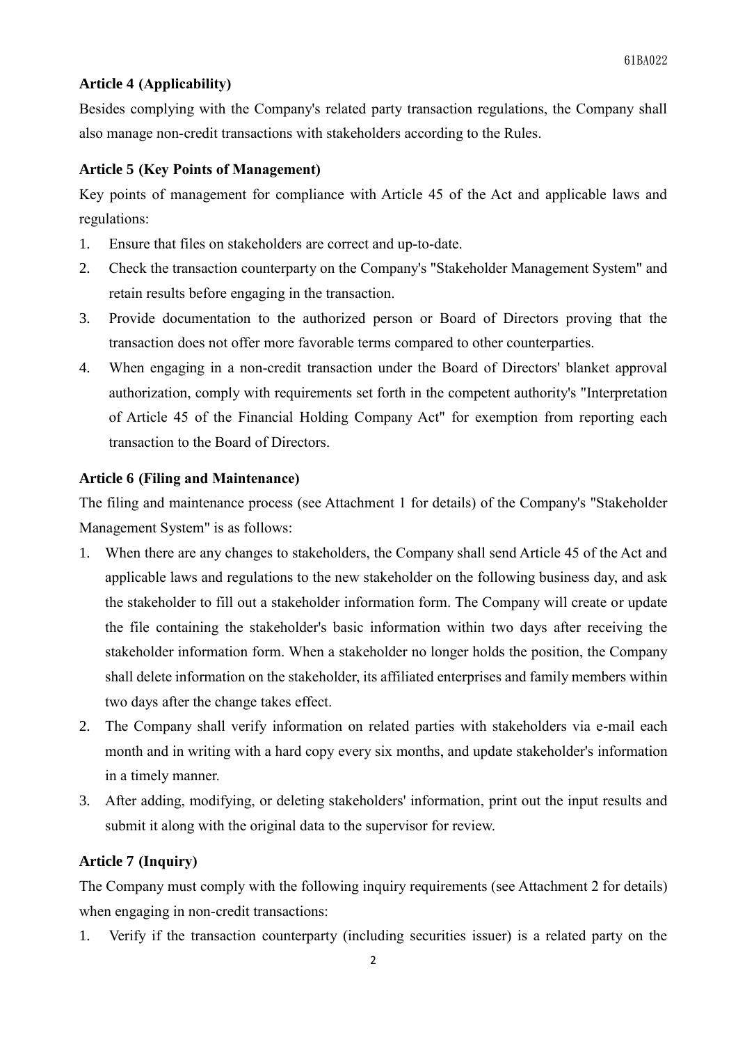### Article 4 (Applicability)

Besides complying with the Company's related party transaction regulations, the Company shall also manage non-credit transactions with stakeholders according to the Rules.

### Article 5 (Key Points of Management)

Key points of management for compliance with Article 45 of the Act and applicable laws and regulations:

1. Ensure that files on stakeholders are correct and up-to-date.
2. Check the transaction counterparty on the Company's "Stakeholder Management System" and retain results before engaging in the transaction.
3. Provide documentation to the authorized person or Board of Directors proving that the transaction does not offer more favorable terms compared to other counterparties.
4. When engaging in a non-credit transaction under the Board of Directors' blanket approval authorization, comply with requirements set forth in the competent authority's "Interpretation of Article 45 of the Financial Holding Company Act" for exemption from reporting each transaction to the Board of Directors.

### Article 6 (Filing and Maintenance)

The filing and maintenance process (see Attachment 1 for details) of the Company's "Stakeholder Management System" is as follows:

1. When there are any changes to stakeholders, the Company shall send Article 45 of the Act and applicable laws and regulations to the new stakeholder on the following business day, and ask the stakeholder to fill out a stakeholder information form. The Company will create or update the file containing the stakeholder's basic information within two days after receiving the stakeholder information form. When a stakeholder no longer holds the position, the Company shall delete information on the stakeholder, its affiliated enterprises and family members within two days after the change takes effect.
2. The Company shall verify information on related parties with stakeholders via e-mail each month and in writing with a hard copy every six months, and update stakeholder's information in a timely manner.
3. After adding, modifying, or deleting stakeholders' information, print out the input results and submit it along with the original data to the supervisor for review.

### Article 7 (Inquiry)

The Company must comply with the following inquiry requirements (see Attachment 2 for details) when engaging in non-credit transactions:

1. Verify if the transaction counterparty (including securities issuer) is a related party on the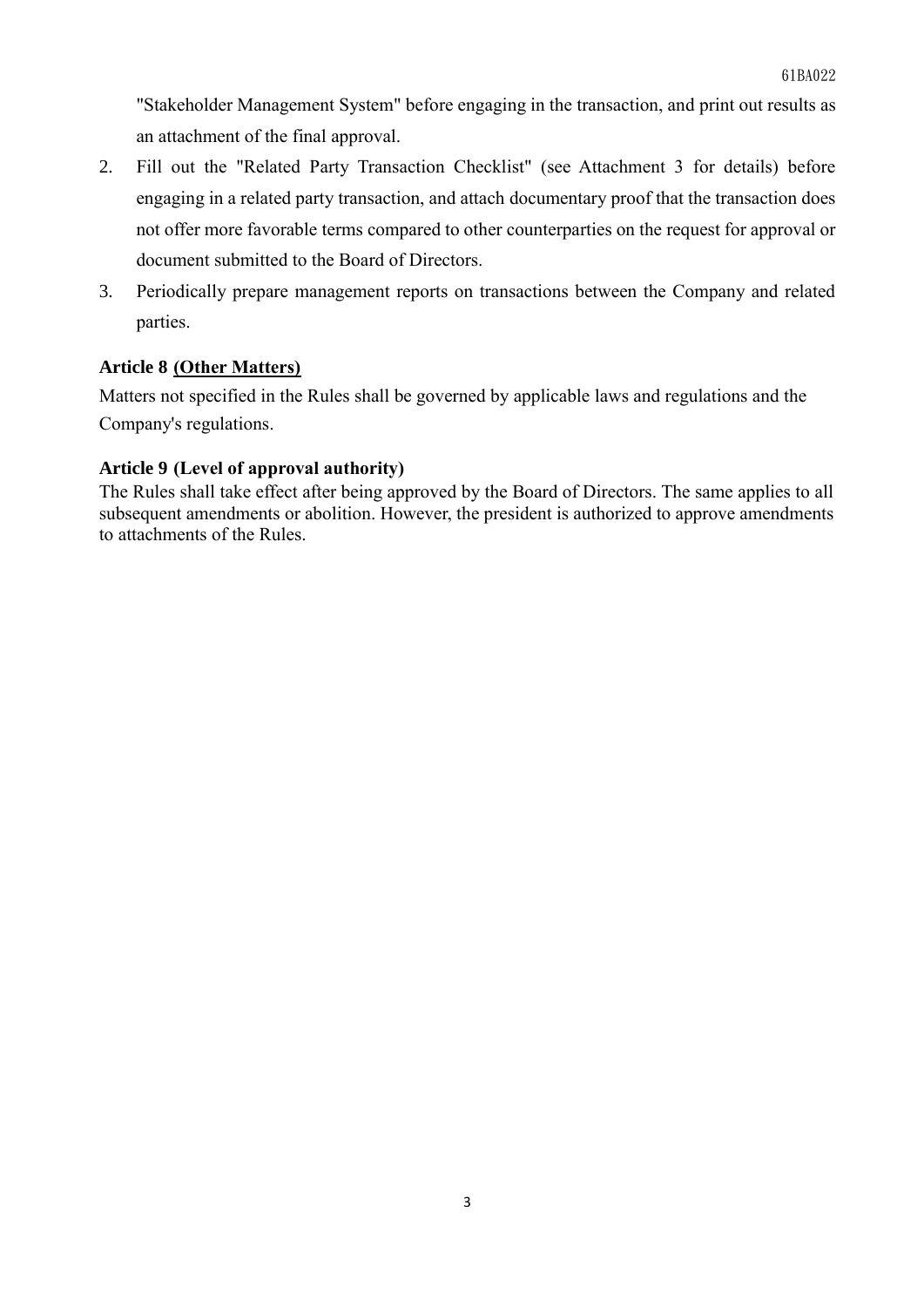"Stakeholder Management System" before engaging in the transaction, and print out results as an attachment of the final approval.

2. Fill out the "Related Party Transaction Checklist" (see Attachment 3 for details) before engaging in a related party transaction, and attach documentary proof that the transaction does not offer more favorable terms compared to other counterparties on the request for approval or document submitted to the Board of Directors.
3. Periodically prepare management reports on transactions between the Company and related parties.

**Article 8 (Other Matters)**

Matters not specified in the Rules shall be governed by applicable laws and regulations and the Company's regulations.

**Article 9 (Level of approval authority)**

The Rules shall take effect after being approved by the Board of Directors. The same applies to all subsequent amendments or abolition. However, the president is authorized to approve amendments to attachments of the Rules.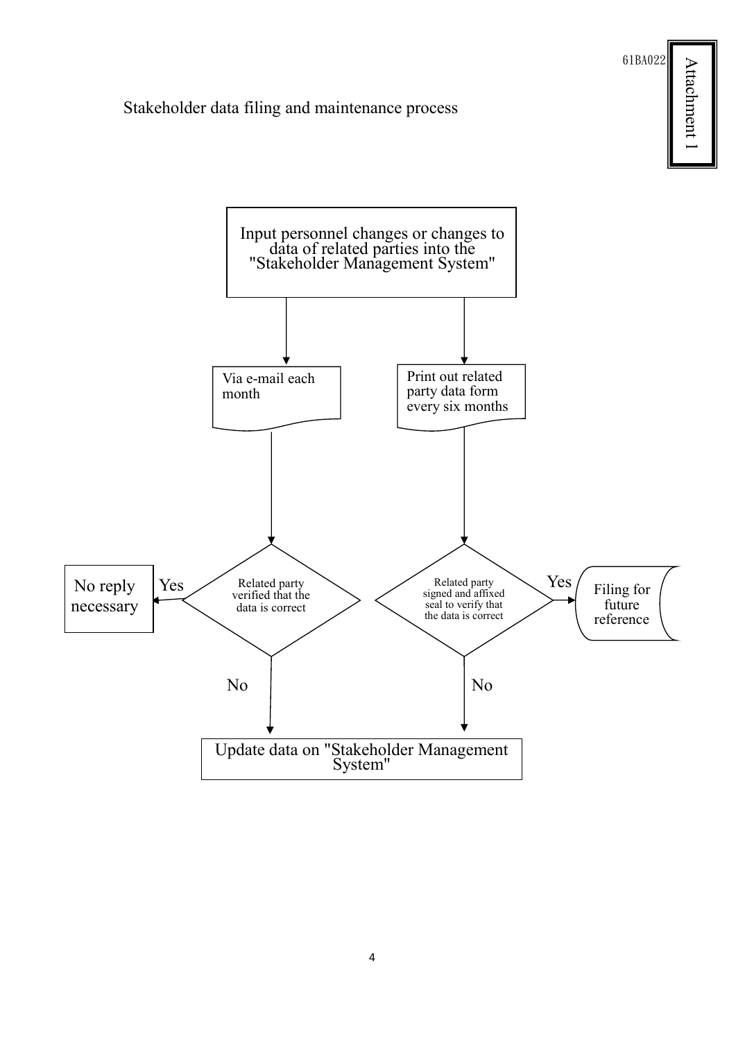61BA022

Attachment 1

Stakeholder data filing and maintenance process

Input personnel changes or changes to data of related parties into the "Stakeholder Management System"

Via e-mail each month

Print out related party data form every six months

Related party verified that the data is correct

Yes

No reply necessary

No

Related party signed and affixed seal to verify that the data is correct

Yes

Filing for future reference

No

Update data on "Stakeholder Management System"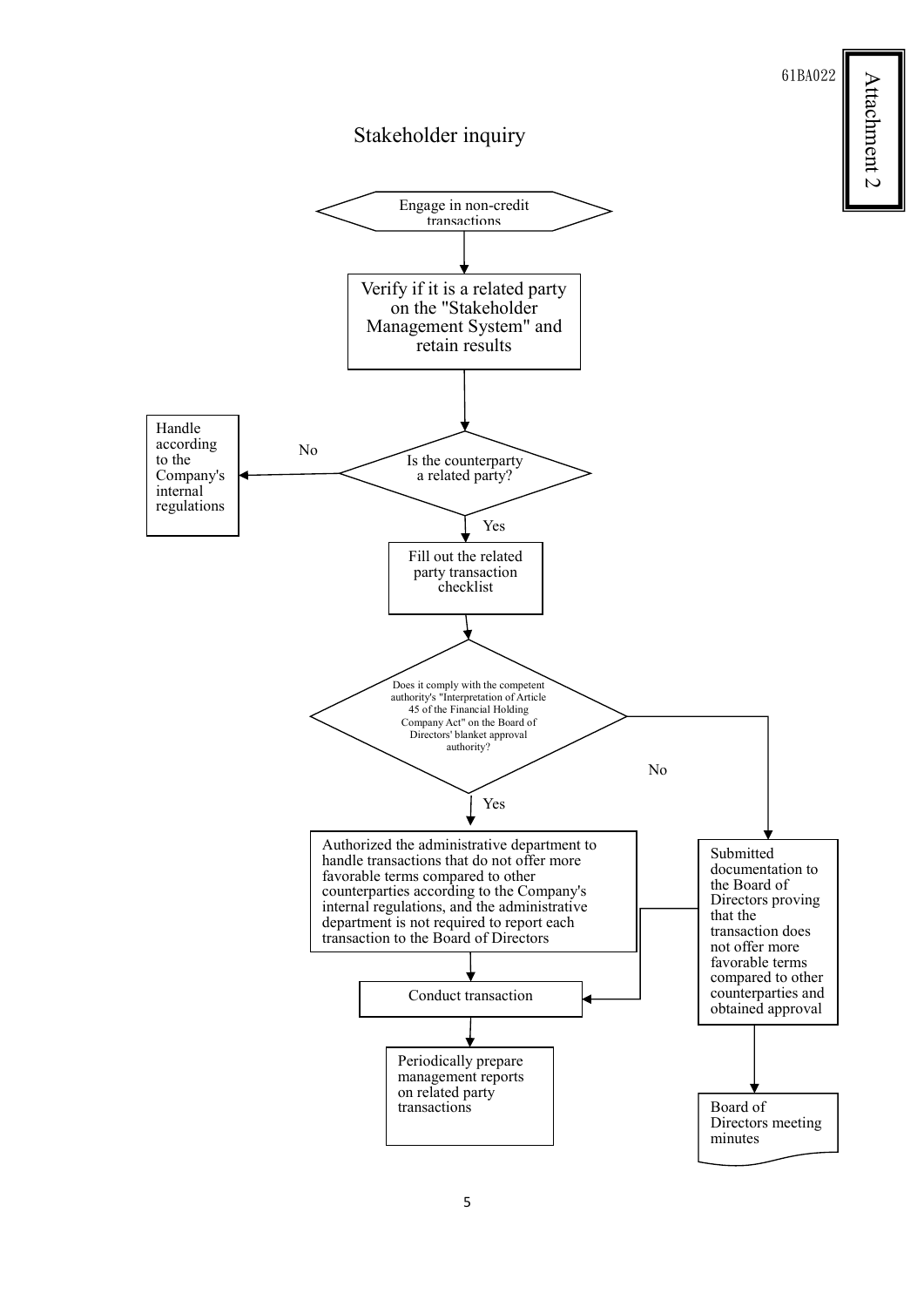61BA022

Attachment 2

# Stakeholder inquiry

Engage in non-credit transactions

↓

Verify if it is a related party on the "Stakeholder Management System" and retain results

↓

Is the counterparty a related party?

- No → Handle according to the Company's internal regulations
- Yes ↓

Fill out the related party transaction checklist

↓

Does it comply with the competent authority's "Interpretation of Article 45 of the Financial Holding Company Act" on the Board of Directors' blanket approval authority?

- Yes → Authorized the administrative department to handle transactions that do not offer more favorable terms compared to other counterparties according to the Company's internal regulations, and the administrative department is not required to report each transaction to the Board of Directors → Conduct transaction → Periodically prepare management reports on related party transactions
- No → Submitted documentation to the Board of Directors proving that the transaction does not offer more favorable terms compared to other counterparties and obtained approval → Conduct transaction; Board of Directors meeting minutes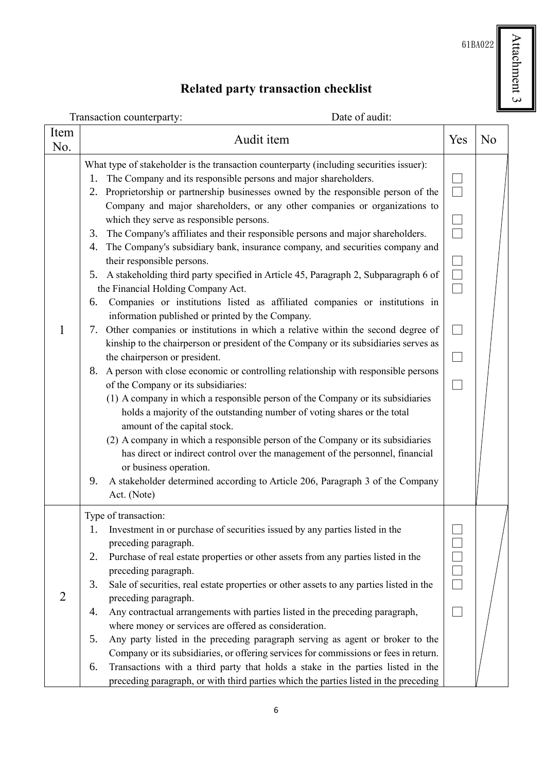61BA022

Attachment 3

# Related party transaction checklist

Transaction counterparty: Date of audit:

| Item No. | Audit item | Yes | No |
|---|---|---|---|
| 1 | What type of stakeholder is the transaction counterparty (including securities issuer):<br>1. The Company and its responsible persons and major shareholders.<br>2. Proprietorship or partnership businesses owned by the responsible person of the Company and major shareholders, or any other companies or organizations to which they serve as responsible persons.<br>3. The Company's affiliates and their responsible persons and major shareholders.<br>4. The Company's subsidiary bank, insurance company, and securities company and their responsible persons.<br>5. A stakeholding third party specified in Article 45, Paragraph 2, Subparagraph 6 of the Financial Holding Company Act.<br>6. Companies or institutions listed as affiliated companies or institutions in information published or printed by the Company.<br>7. Other companies or institutions in which a relative within the second degree of kinship to the chairperson or president of the Company or its subsidiaries serves as the chairperson or president.<br>8. A person with close economic or controlling relationship with responsible persons of the Company or its subsidiaries:<br>(1) A company in which a responsible person of the Company or its subsidiaries holds a majority of the outstanding number of voting shares or the total amount of the capital stock.<br>(2) A company in which a responsible person of the Company or its subsidiaries has direct or indirect control over the management of the personnel, financial or business operation.<br>9. A stakeholder determined according to Article 206, Paragraph 3 of the Company Act. (Note) | ☐<br>☐<br>☐<br>☐<br>☐<br>☐<br>☐<br>☐<br>☐<br>☐ | |
| 2 | Type of transaction:<br>1. Investment in or purchase of securities issued by any parties listed in the preceding paragraph.<br>2. Purchase of real estate properties or other assets from any parties listed in the preceding paragraph.<br>3. Sale of securities, real estate properties or other assets to any parties listed in the preceding paragraph.<br>4. Any contractual arrangements with parties listed in the preceding paragraph, where money or services are offered as consideration.<br>5. Any party listed in the preceding paragraph serving as agent or broker to the Company or its subsidiaries, or offering services for commissions or fees in return.<br>6. Transactions with a third party that holds a stake in the parties listed in the preceding paragraph, or with third parties which the parties listed in the preceding | ☐<br>☐<br>☐<br>☐<br>☐<br>☐ | |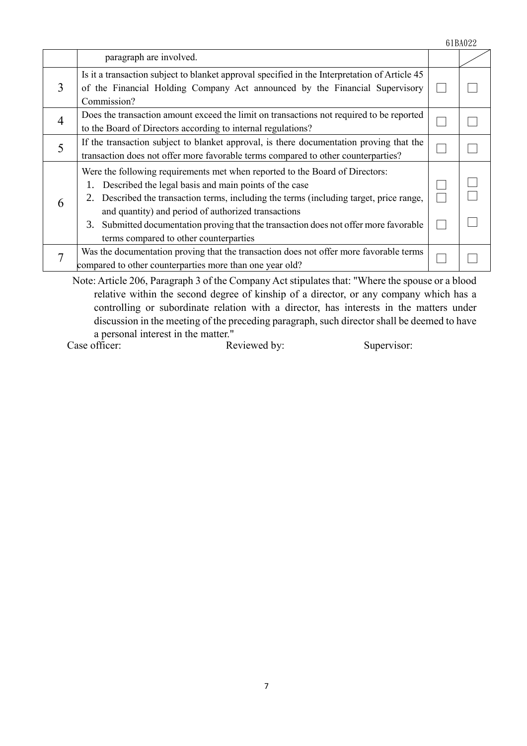| | | | |
|---|---|---|---|
| | paragraph are involved. | | |
| 3 | Is it a transaction subject to blanket approval specified in the Interpretation of Article 45 of the Financial Holding Company Act announced by the Financial Supervisory Commission? | ☐ | ☐ |
| 4 | Does the transaction amount exceed the limit on transactions not required to be reported to the Board of Directors according to internal regulations? | ☐ | ☐ |
| 5 | If the transaction subject to blanket approval, is there documentation proving that the transaction does not offer more favorable terms compared to other counterparties? | ☐ | ☐ |
| 6 | Were the following requirements met when reported to the Board of Directors:<br>1. Described the legal basis and main points of the case<br>2. Described the transaction terms, including the terms (including target, price range, and quantity) and period of authorized transactions<br>3. Submitted documentation proving that the transaction does not offer more favorable terms compared to other counterparties | <br>☐<br>☐<br><br>☐ | <br>☐<br>☐<br><br>☐ |
| 7 | Was the documentation proving that the transaction does not offer more favorable terms compared to other counterparties more than one year old? | ☐ | ☐ |

Note: Article 206, Paragraph 3 of the Company Act stipulates that: "Where the spouse or a blood relative within the second degree of kinship of a director, or any company which has a controlling or subordinate relation with a director, has interests in the matters under discussion in the meeting of the preceding paragraph, such director shall be deemed to have a personal interest in the matter."

Case officer: Reviewed by: Supervisor: